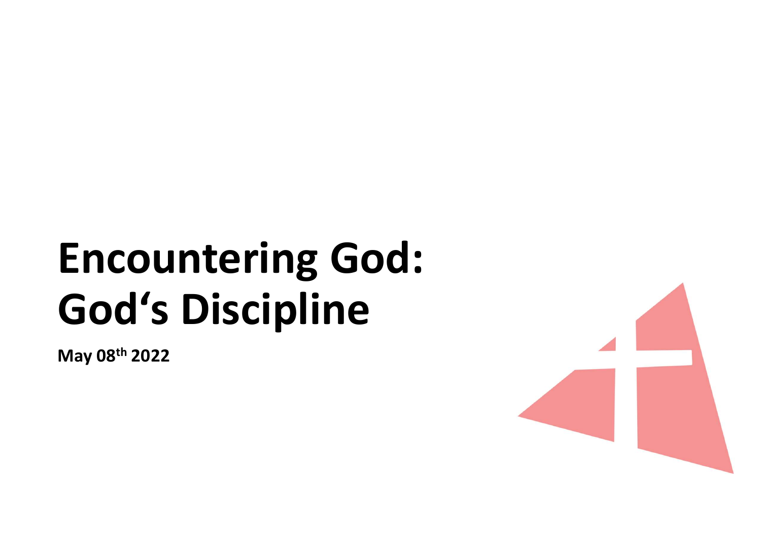# Encountering God: God‘s Discipline

**May 08th 2022**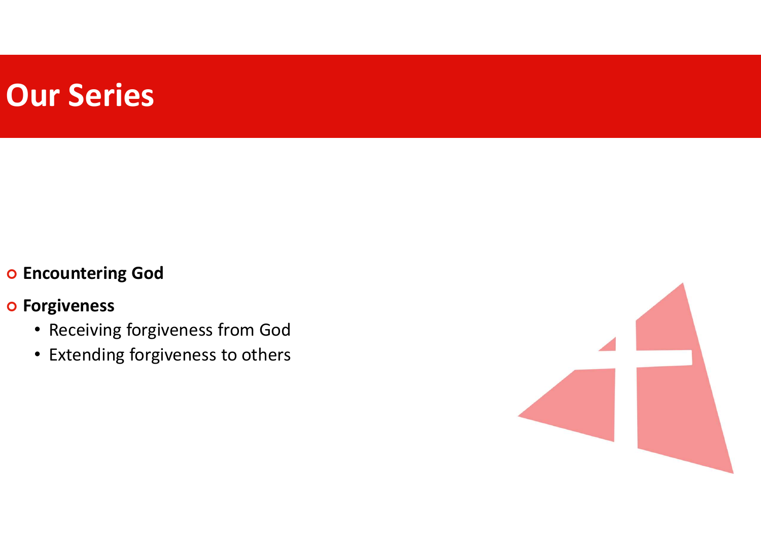# Our Series

- **Encountering God**
- **Forgiveness**
  - Receiving forgiveness from God
  - Extending forgiveness to others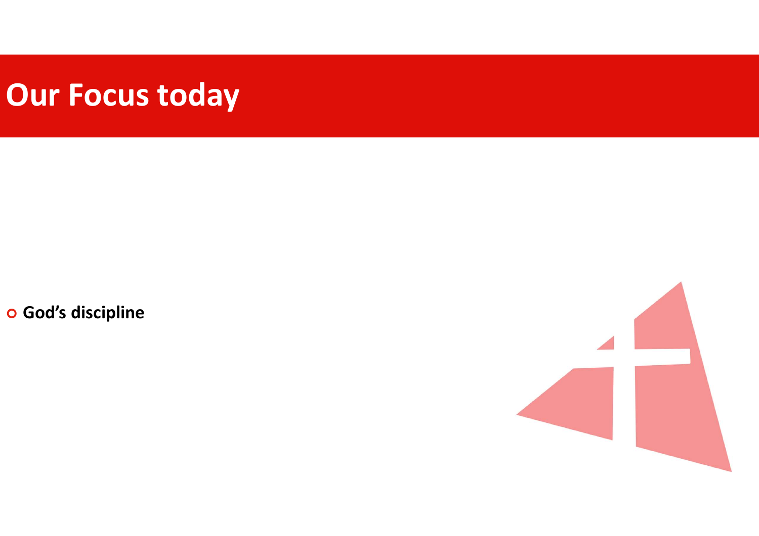# Our Focus today

- **God's discipline**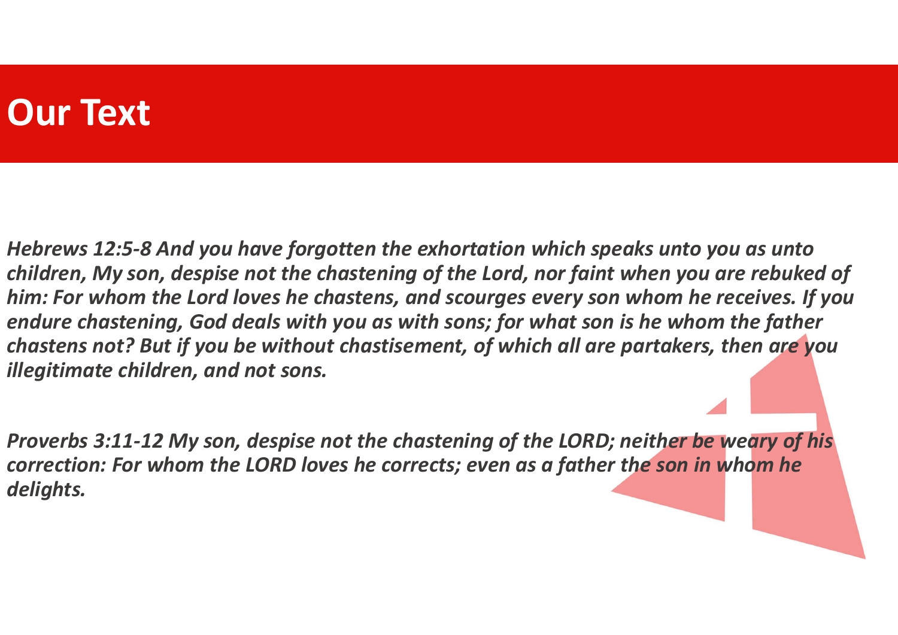# Our Text

***Hebrews 12:5-8 And you have forgotten the exhortation which speaks unto you as unto children, My son, despise not the chastening of the Lord, nor faint when you are rebuked of him: For whom the Lord loves he chastens, and scourges every son whom he receives. If you endure chastening, God deals with you as with sons; for what son is he whom the father chastens not? But if you be without chastisement, of which all are partakers, then are you illegitimate children, and not sons.***

***Proverbs 3:11-12 My son, despise not the chastening of the LORD; neither be weary of his correction: For whom the LORD loves he corrects; even as a father the son in whom he delights.***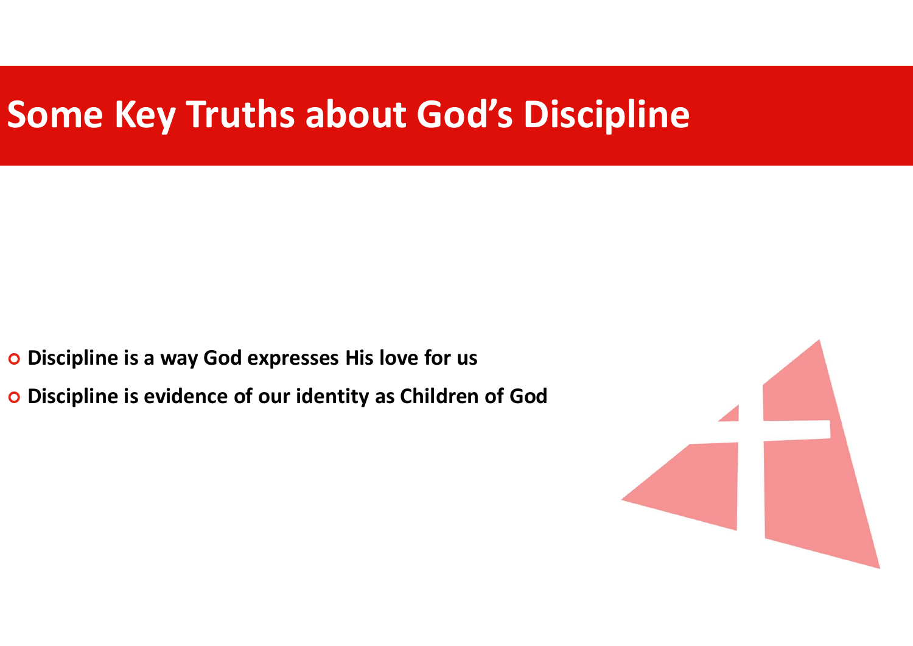# Some Key Truths about God's Discipline

- **Discipline is a way God expresses His love for us**
- **Discipline is evidence of our identity as Children of God**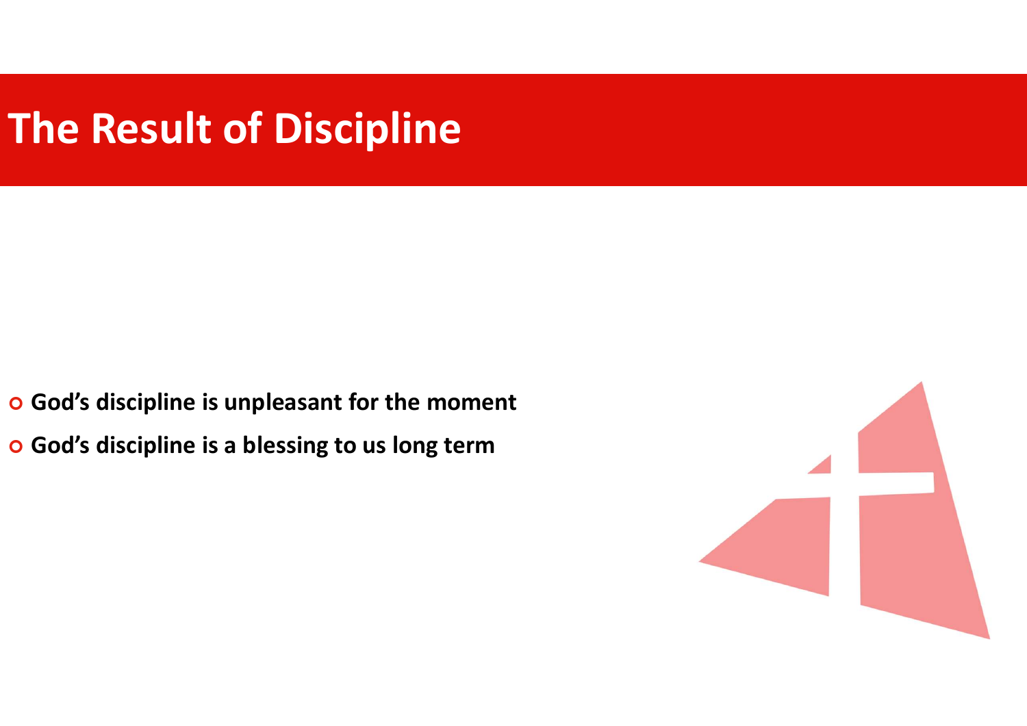# The Result of Discipline

- **God's discipline is unpleasant for the moment**
- **God's discipline is a blessing to us long term**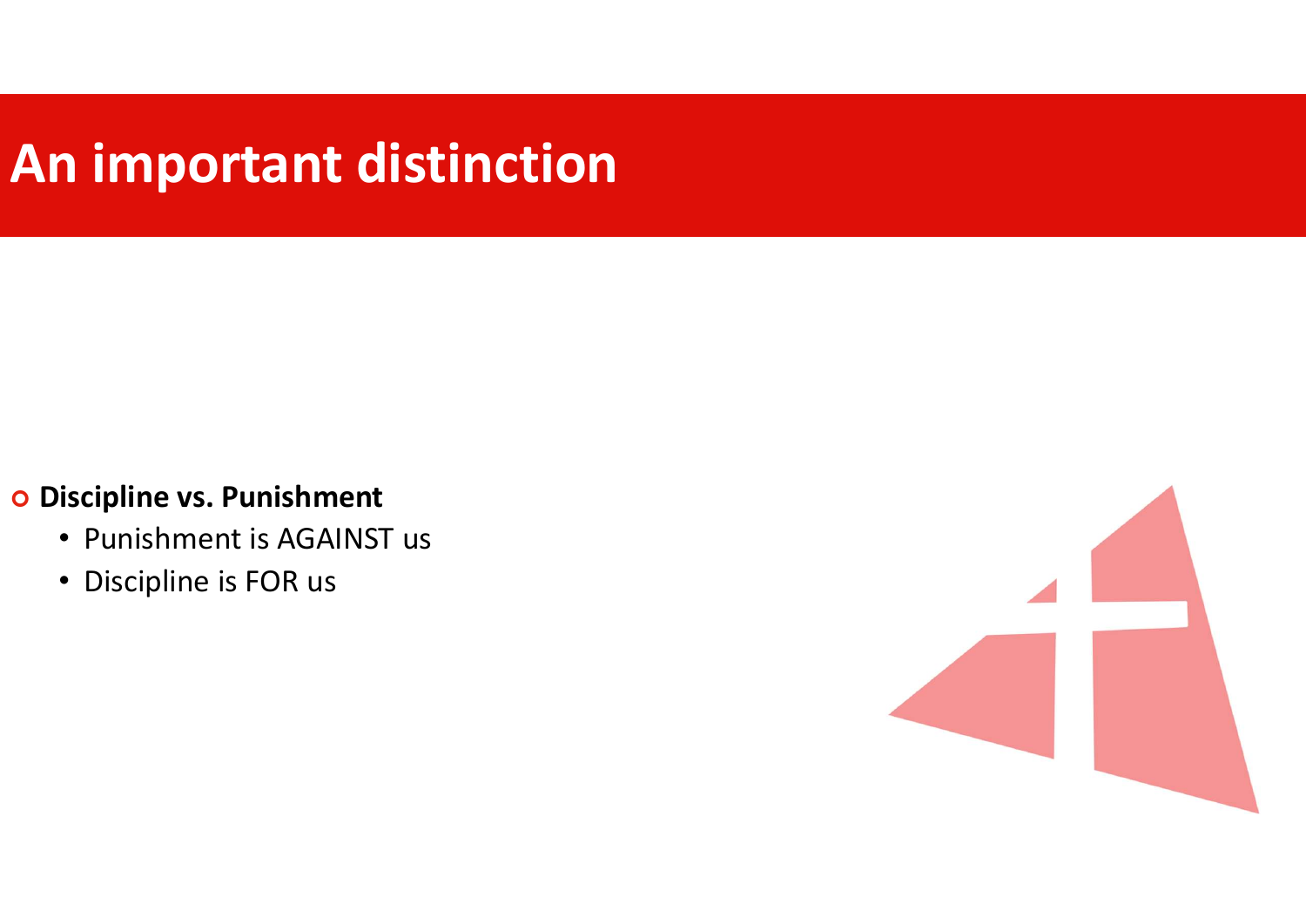# An important distinction

- **Discipline vs. Punishment**
  - Punishment is AGAINST us
  - Discipline is FOR us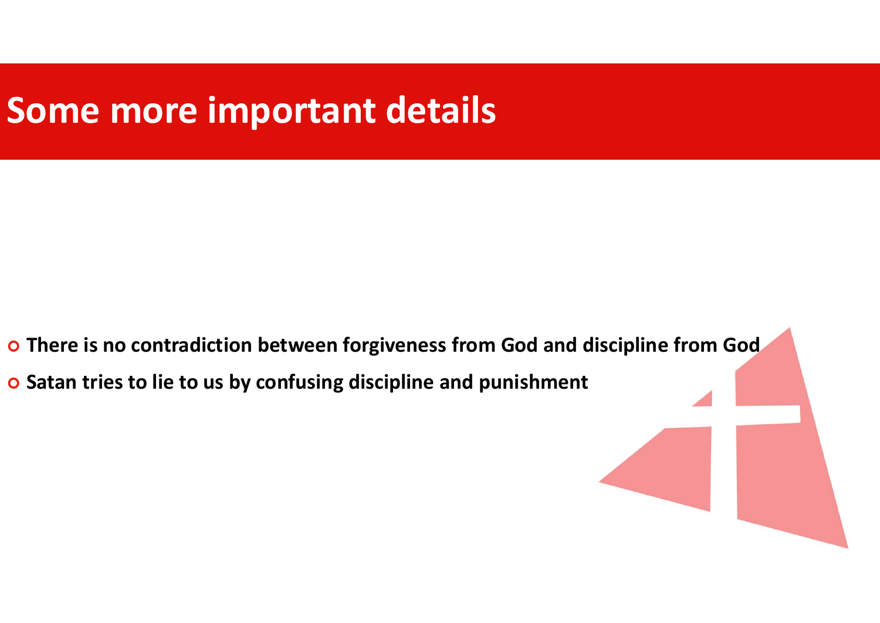# Some more important details

- **There is no contradiction between forgiveness from God and discipline from God**
- **Satan tries to lie to us by confusing discipline and punishment**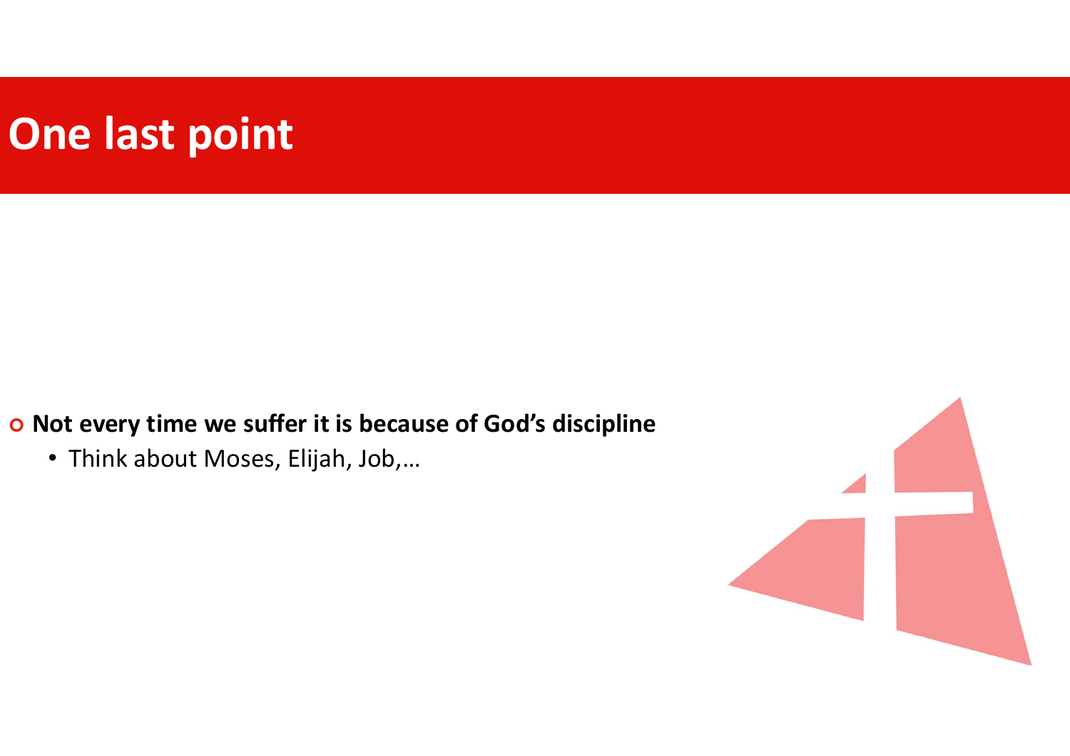# One last point

- **Not every time we suffer it is because of God's discipline**
  - Think about Moses, Elijah, Job,…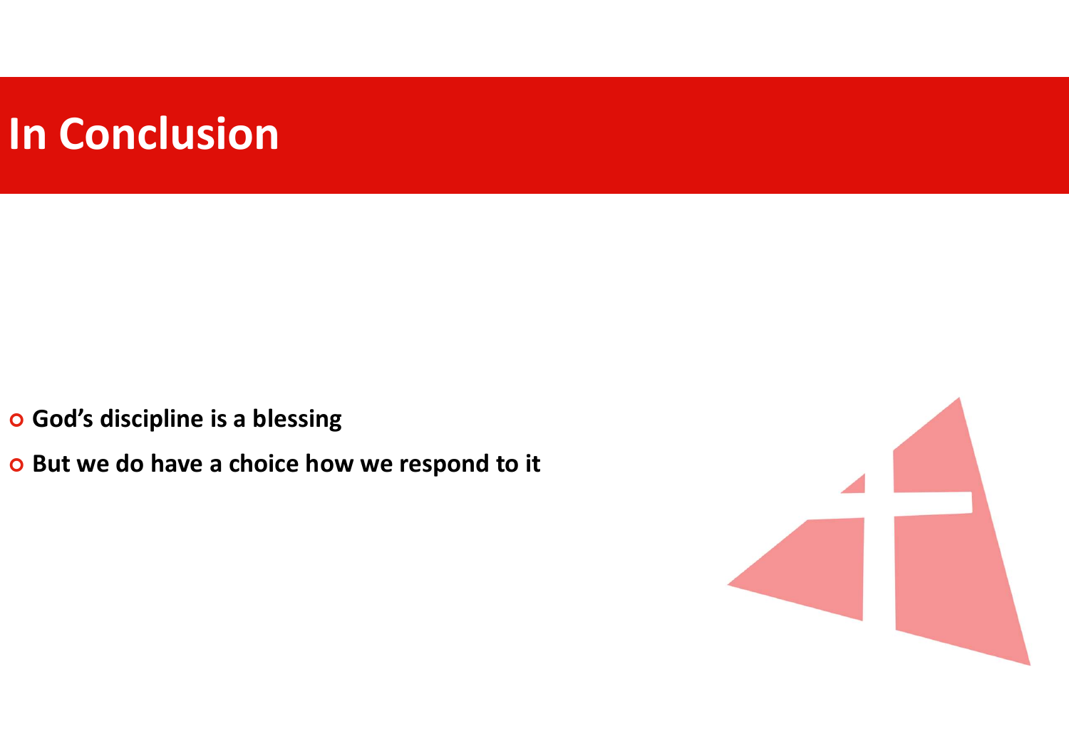# In Conclusion

- **God's discipline is a blessing**
- **But we do have a choice how we respond to it**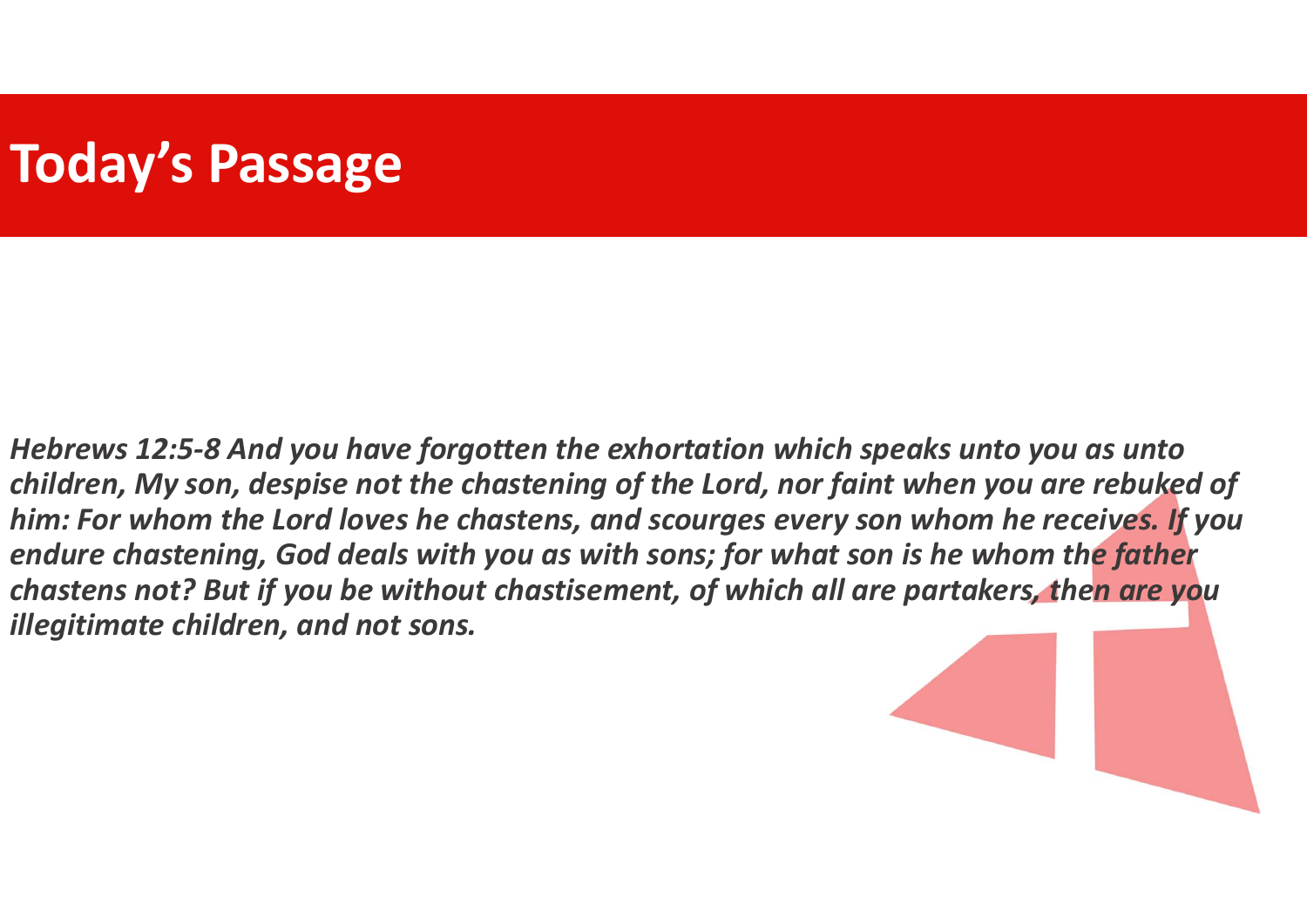# Today's Passage

***Hebrews 12:5-8 And you have forgotten the exhortation which speaks unto you as unto children, My son, despise not the chastening of the Lord, nor faint when you are rebuked of him: For whom the Lord loves he chastens, and scourges every son whom he receives. If you endure chastening, God deals with you as with sons; for what son is he whom the father chastens not? But if you be without chastisement, of which all are partakers, then are you illegitimate children, and not sons.***